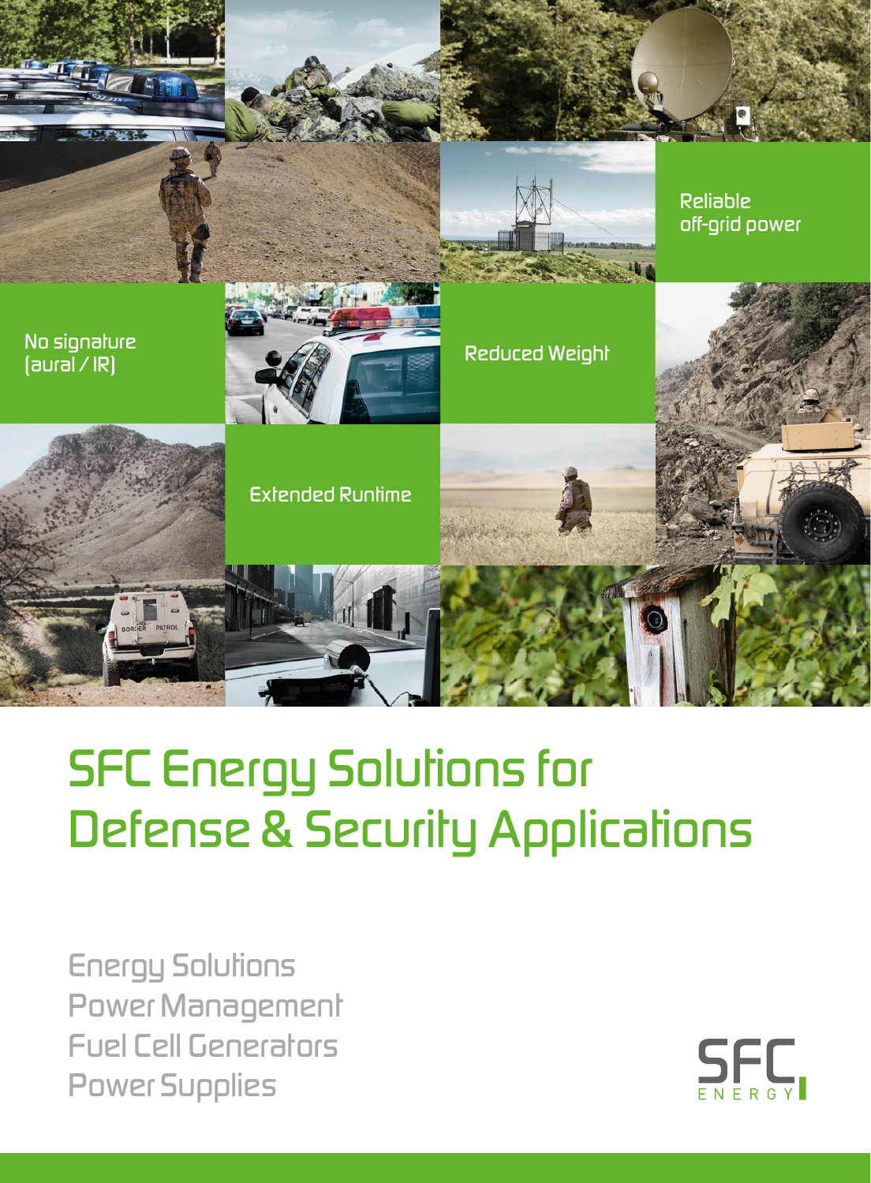Reliable off-grid power

No signature (aural / IR)

Reduced Weight

Extended Runtime

# SFC Energy Solutions for Defense & Security Applications

Energy Solutions
Power Management
Fuel Cell Generators
Power Supplies

SFC ENERGY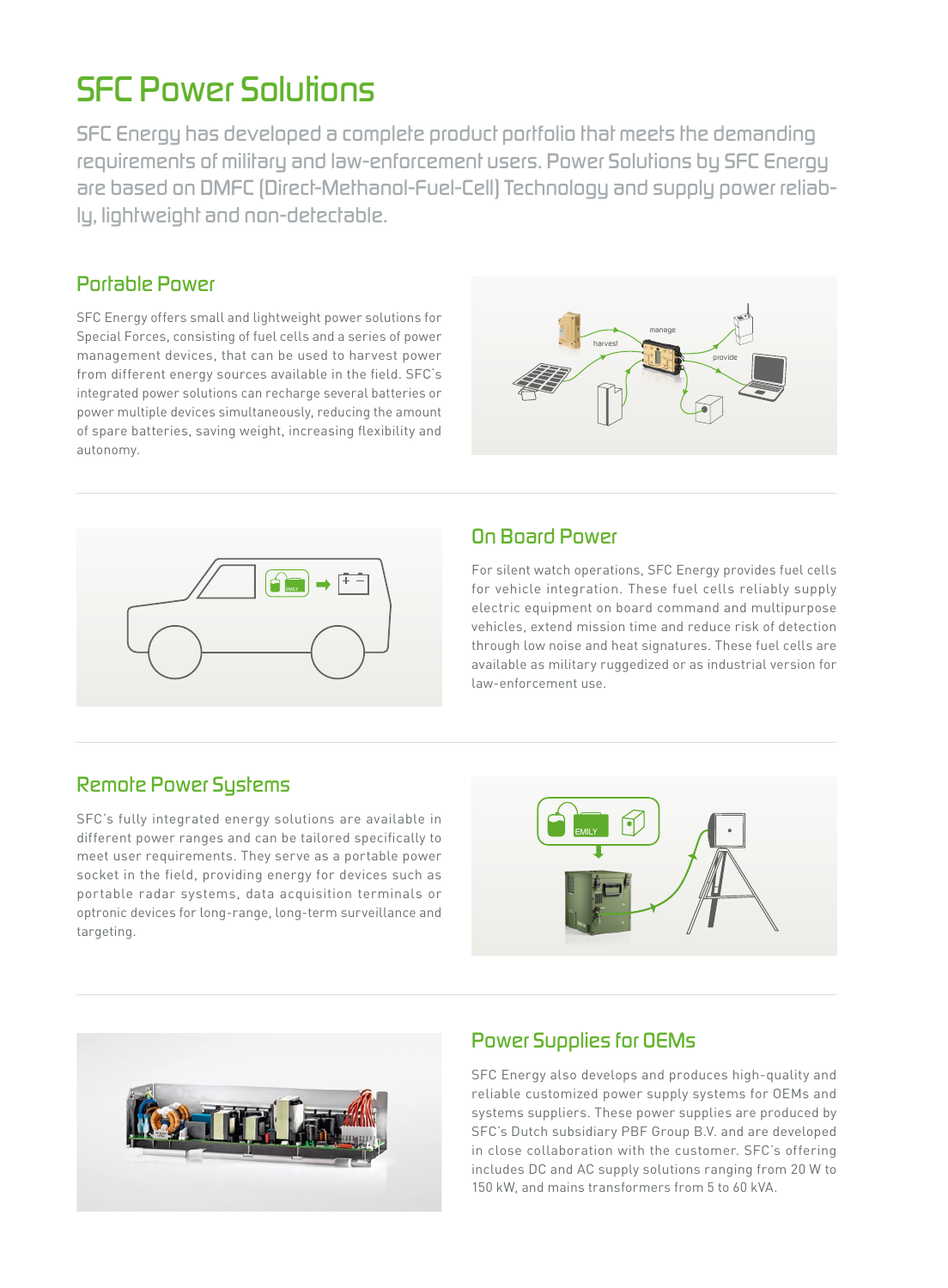# SFC Power Solutions

SFC Energy has developed a complete product portfolio that meets the demanding requirements of military and law-enforcement users. Power Solutions by SFC Energy are based on DMFC (Direct-Methanol-Fuel-Cell) Technology and supply power reliably, lightweight and non-detectable.

## Portable Power

SFC Energy offers small and lightweight power solutions for Special Forces, consisting of fuel cells and a series of power management devices, that can be used to harvest power from different energy sources available in the field. SFC's integrated power solutions can recharge several batteries or power multiple devices simultaneously, reducing the amount of spare batteries, saving weight, increasing flexibility and autonomy.

## On Board Power

For silent watch operations, SFC Energy provides fuel cells for vehicle integration. These fuel cells reliably supply electric equipment on board command and multipurpose vehicles, extend mission time and reduce risk of detection through low noise and heat signatures. These fuel cells are available as military ruggedized or as industrial version for law-enforcement use.

## Remote Power Systems

SFC's fully integrated energy solutions are available in different power ranges and can be tailored specifically to meet user requirements. They serve as a portable power socket in the field, providing energy for devices such as portable radar systems, data acquisition terminals or optronic devices for long-range, long-term surveillance and targeting.

## Power Supplies for OEMs

SFC Energy also develops and produces high-quality and reliable customized power supply systems for OEMs and systems suppliers. These power supplies are produced by SFC's Dutch subsidiary PBF Group B.V. and are developed in close collaboration with the customer. SFC's offering includes DC and AC supply solutions ranging from 20 W to 150 kW, and mains transformers from 5 to 60 kVA.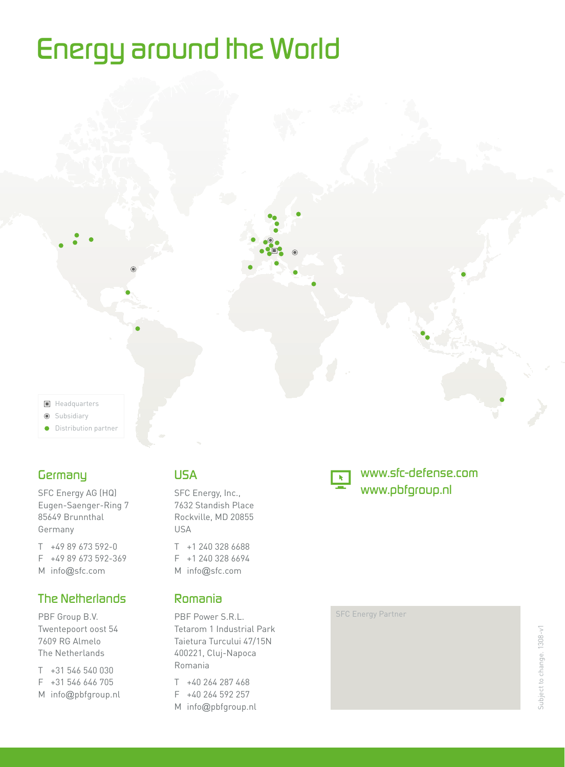# Energy around the World

Headquarters
Subsidiary
Distribution partner

## Germany

SFC Energy AG (HQ)
Eugen-Saenger-Ring 7
85649 Brunnthal
Germany

T +49 89 673 592-0
F +49 89 673 592-369
M info@sfc.com

## USA

SFC Energy, Inc.,
7632 Standish Place
Rockville, MD 20855
USA

T +1 240 328 6688
F +1 240 328 6694
M info@sfc.com

## The Netherlands

PBF Group B.V.
Twentepoort oost 54
7609 RG Almelo
The Netherlands

T +31 546 540 030
F +31 546 646 705
M info@pbfgroup.nl

## Romania

PBF Power S.R.L.
Tetarom 1 Industrial Park
Taietura Turcului 47/15N
400221, Cluj-Napoca
Romania

T +40 264 287 468
F +40 264 592 257
M info@pbfgroup.nl

www.sfc-defense.com
www.pbfgroup.nl

SFC Energy Partner

Subject to change. 1308-v1